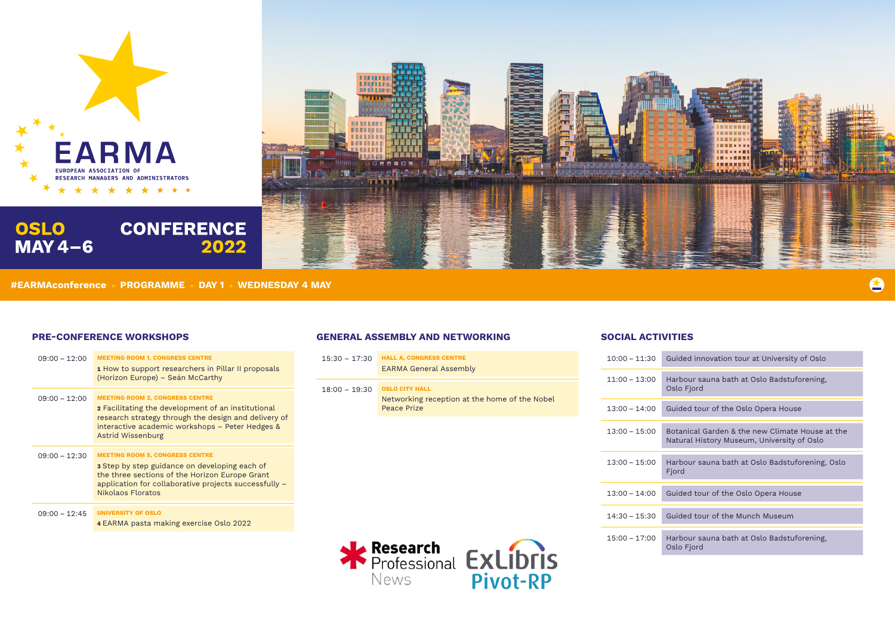# EARMA

EUROPEAN ASSOCIATION OF RESEARCH MANAGERS AND ADMINISTRATORS

**OSLO MAY 4–6**

**CONFERENCE 2022**

**#EARMAconference • PROGRAMME • DAY 1 • WEDNESDAY 4 MAY**

## PRE-CONFERENCE WORKSHOPS

| Time | Session |
|---|---|
| 09:00 – 12:00 | **MEETING ROOM 1, CONGRESS CENTRE**<br>**1** How to support researchers in Pillar II proposals (Horizon Europe) – Seán McCarthy |
| 09:00 – 12:00 | **MEETING ROOM 2, CONGRESS CENTRE**<br>**2** Facilitating the development of an institutional research strategy through the design and delivery of interactive academic workshops – Peter Hedges & Astrid Wissenburg |
| 09:00 – 12:30 | **MEETING ROOM 5, CONGRESS CENTRE**<br>**3** Step by step guidance on developing each of the three sections of the Horizon Europe Grant application for collaborative projects successfully – Nikolaos Floratos |
| 09:00 – 12:45 | **UNIVERSITY OF OSLO**<br>**4** EARMA pasta making exercise Oslo 2022 |

## GENERAL ASSEMBLY AND NETWORKING

| Time | Session |
|---|---|
| 15:30 – 17:30 | **HALL A, CONGRESS CENTRE**<br>EARMA General Assembly |
| 18:00 – 19:30 | **OSLO CITY HALL**<br>Networking reception at the home of the Nobel Peace Prize |

Research Professional News

ExLibris Pivot-RP

## SOCIAL ACTIVITIES

| Time | Activity |
|---|---|
| 10:00 – 11:30 | Guided innovation tour at University of Oslo |
| 11:00 – 13:00 | Harbour sauna bath at Oslo Badstuforening, Oslo Fjord |
| 13:00 – 14:00 | Guided tour of the Oslo Opera House |
| 13:00 – 15:00 | Botanical Garden & the new Climate House at the Natural History Museum, University of Oslo |
| 13:00 – 15:00 | Harbour sauna bath at Oslo Badstuforening, Oslo Fjord |
| 13:00 – 14:00 | Guided tour of the Oslo Opera House |
| 14:30 – 15:30 | Guided tour of the Munch Museum |
| 15:00 – 17:00 | Harbour sauna bath at Oslo Badstuforening, Oslo Fjord |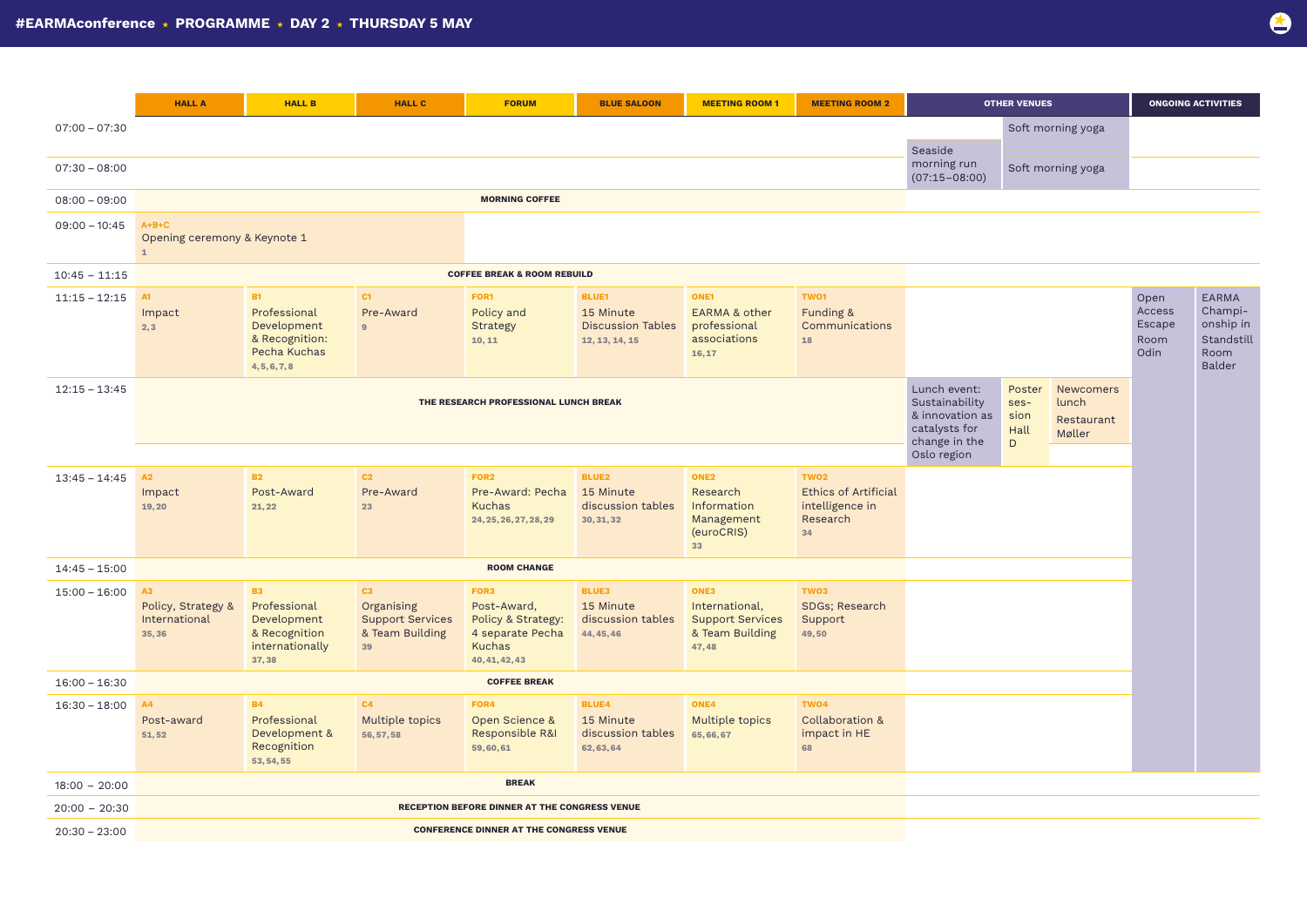# #EARMAconference ★ PROGRAMME ★ DAY 2 ★ THURSDAY 5 MAY

| | HALL A | HALL B | HALL C | FORUM | BLUE SALOON | MEETING ROOM 1 | MEETING ROOM 2 | OTHER VENUES | | | ONGOING ACTIVITIES | |
|---|---|---|---|---|---|---|---|---|---|---|---|---|
| 07:00 – 07:30 | | | | | | | | | Soft morning yoga | | | |
| 07:30 – 08:00 | | | | | | | | Seaside morning run (07:15–08:00) | Soft morning yoga | | | |
| 08:00 – 09:00 | **MORNING COFFEE** | | | | | | | | | | | |
| 09:00 – 10:45 | **A+B+C** Opening ceremony & Keynote 1 (1) | | | | | | | | | | | |
| 10:45 – 11:15 | **COFFEE BREAK & ROOM REBUILD** | | | | | | | | | | | |
| 11:15 – 12:15 | **A1** Impact (2, 3) | **B1** Professional Development & Recognition: Pecha Kuchas (4, 5, 6, 7, 8) | **C1** Pre-Award (9) | **FOR1** Policy and Strategy (10, 11) | **BLUE1** 15 Minute Discussion Tables (12, 13, 14, 15) | **ONE1** EARMA & other professional associations (16, 17) | **TWO1** Funding & Communications (18) | | | | Open Access Escape Room Odin | EARMA Championship in Standstill Room Balder |
| 12:15 – 13:45 | **THE RESEARCH PROFESSIONAL LUNCH BREAK** | | | | | | | Lunch event: Sustainability & innovation as catalysts for change in the Oslo region | Poster session Hall D | Newcomers lunch Restaurant Møller | | |
| 13:45 – 14:45 | **A2** Impact (19, 20) | **B2** Post-Award (21, 22) | **C2** Pre-Award (23) | **FOR2** Pre-Award: Pecha Kuchas (24, 25, 26, 27, 28, 29) | **BLUE2** 15 Minute discussion tables (30, 31, 32) | **ONE2** Research Information Management (euroCRIS) (33) | **TWO2** Ethics of Artificial intelligence in Research (34) | | | | | |
| 14:45 – 15:00 | **ROOM CHANGE** | | | | | | | | | | | |
| 15:00 – 16:00 | **A3** Policy, Strategy & International (35, 36) | **B3** Professional Development & Recognition internationally (37, 38) | **C3** Organising Support Services & Team Building (39) | **FOR3** Post-Award, Policy & Strategy: 4 separate Pecha Kuchas (40, 41, 42, 43) | **BLUE3** 15 Minute discussion tables (44, 45, 46) | **ONE3** International, Support Services & Team Building (47, 48) | **TWO3** SDGs; Research Support (49, 50) | | | | | |
| 16:00 – 16:30 | **COFFEE BREAK** | | | | | | | | | | | |
| 16:30 – 18:00 | **A4** Post-award (51, 52) | **B4** Professional Development & Recognition (53, 54, 55) | **C4** Multiple topics (56, 57, 58) | **FOR4** Open Science & Responsible R&I (59, 60, 61) | **BLUE4** 15 Minute discussion tables (62, 63, 64) | **ONE4** Multiple topics (65, 66, 67) | **TWO4** Collaboration & impact in HE (68) | | | | | |
| 18:00 – 20:00 | **BREAK** | | | | | | | | | | | |
| 20:00 – 20:30 | **RECEPTION BEFORE DINNER AT THE CONGRESS VENUE** | | | | | | | | | | | |
| 20:30 – 23:00 | **CONFERENCE DINNER AT THE CONGRESS VENUE** | | | | | | | | | | | |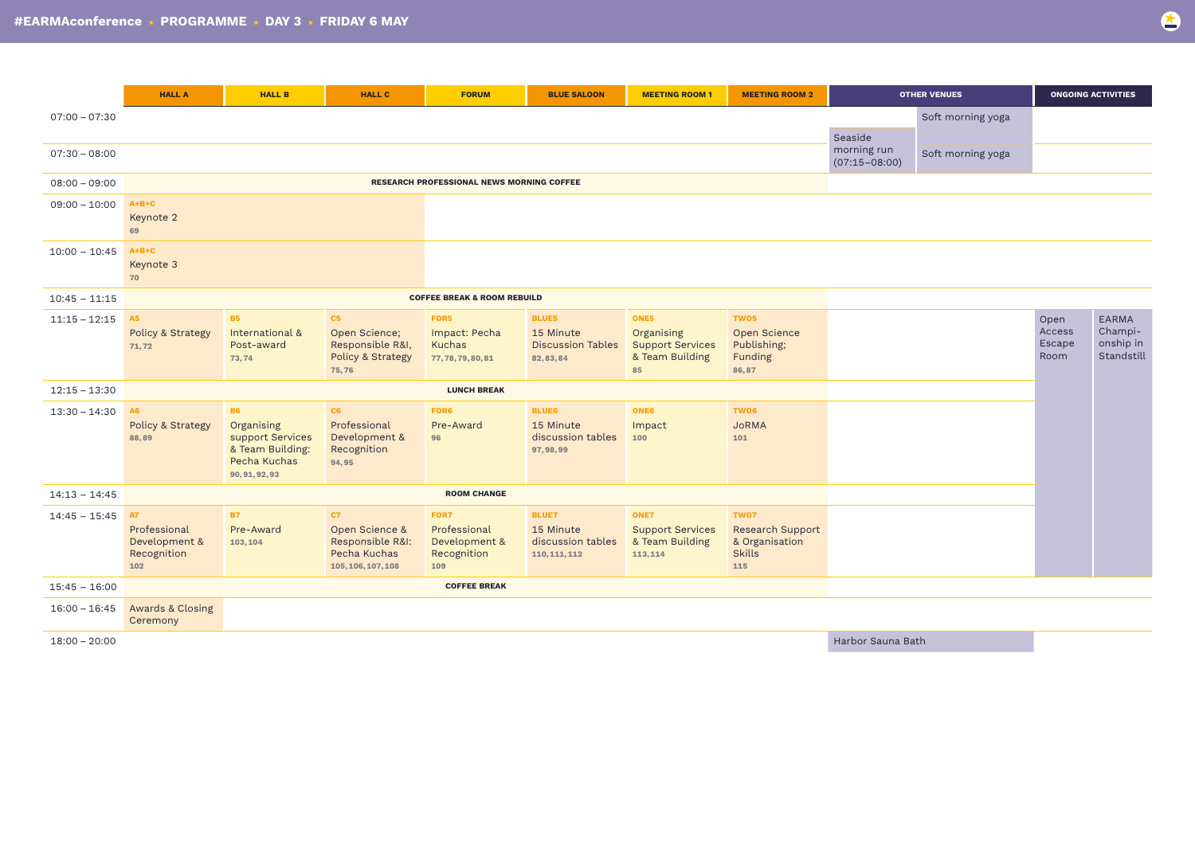# #EARMAconference ⋆ PROGRAMME ⋆ DAY 3 ⋆ FRIDAY 6 MAY

| | HALL A | HALL B | HALL C | FORUM | BLUE SALOON | MEETING ROOM 1 | MEETING ROOM 2 | OTHER VENUES | | ONGOING ACTIVITIES | |
|---|---|---|---|---|---|---|---|---|---|---|---|
| 07:00 – 07:30 | | | | | | | | | Soft morning yoga | | |
| 07:30 – 08:00 | | | | | | | | Seaside morning run (07:15–08:00) | Soft morning yoga | | |
| 08:00 – 09:00 | RESEARCH PROFESSIONAL NEWS MORNING COFFEE | | | | | | | | | | |
| 09:00 – 10:00 | A+B+C Keynote 2 69 | | | | | | | | | | |
| 10:00 – 10:45 | A+B+C Keynote 3 70 | | | | | | | | | | |
| 10:45 – 11:15 | COFFEE BREAK & ROOM REBUILD | | | | | | | | | | |
| 11:15 – 12:15 | A5 Policy & Strategy 71, 72 | B5 International & Post-award 73, 74 | C5 Open Science; Responsible R&I, Policy & Strategy 75, 76 | FOR5 Impact: Pecha Kuchas 77, 78, 79, 80, 81 | BLUE5 15 Minute Discussion Tables 82, 83, 84 | ONE5 Organising Support Services & Team Building 85 | TWO5 Open Science Publishing; Funding 86, 87 | | | Open Access Escape Room | EARMA Championship in Standstill |
| 12:15 – 13:30 | LUNCH BREAK | | | | | | | | | | |
| 13:30 – 14:30 | A6 Policy & Strategy 88, 89 | B6 Organising support services & Team Building: Pecha Kuchas 90, 91, 92, 93 | C6 Professional Development & Recognition 94, 95 | FOR6 Pre-Award 96 | BLUE6 15 Minute discussion tables 97, 98, 99 | ONE6 Impact 100 | TWO6 JoRMA 101 | | | | |
| 14:13 – 14:45 | ROOM CHANGE | | | | | | | | | | |
| 14:45 – 15:45 | A7 Professional Development & Recognition 102 | B7 Pre-Award 103, 104 | C7 Open Science & Responsible R&I: Pecha Kuchas 105, 106, 107, 108 | FOR7 Professional Development & Recognition 109 | BLUE7 15 Minute discussion tables 110, 111, 112 | ONE7 Support Services & Team Building 113, 114 | TWO7 Research Support & Organisation Skills 115 | | | | |
| 15:45 – 16:00 | COFFEE BREAK | | | | | | | | | | |
| 16:00 – 16:45 | Awards & Closing Ceremony | | | | | | | | | | |
| 18:00 – 20:00 | | | | | | | | Harbor Sauna Bath | | | |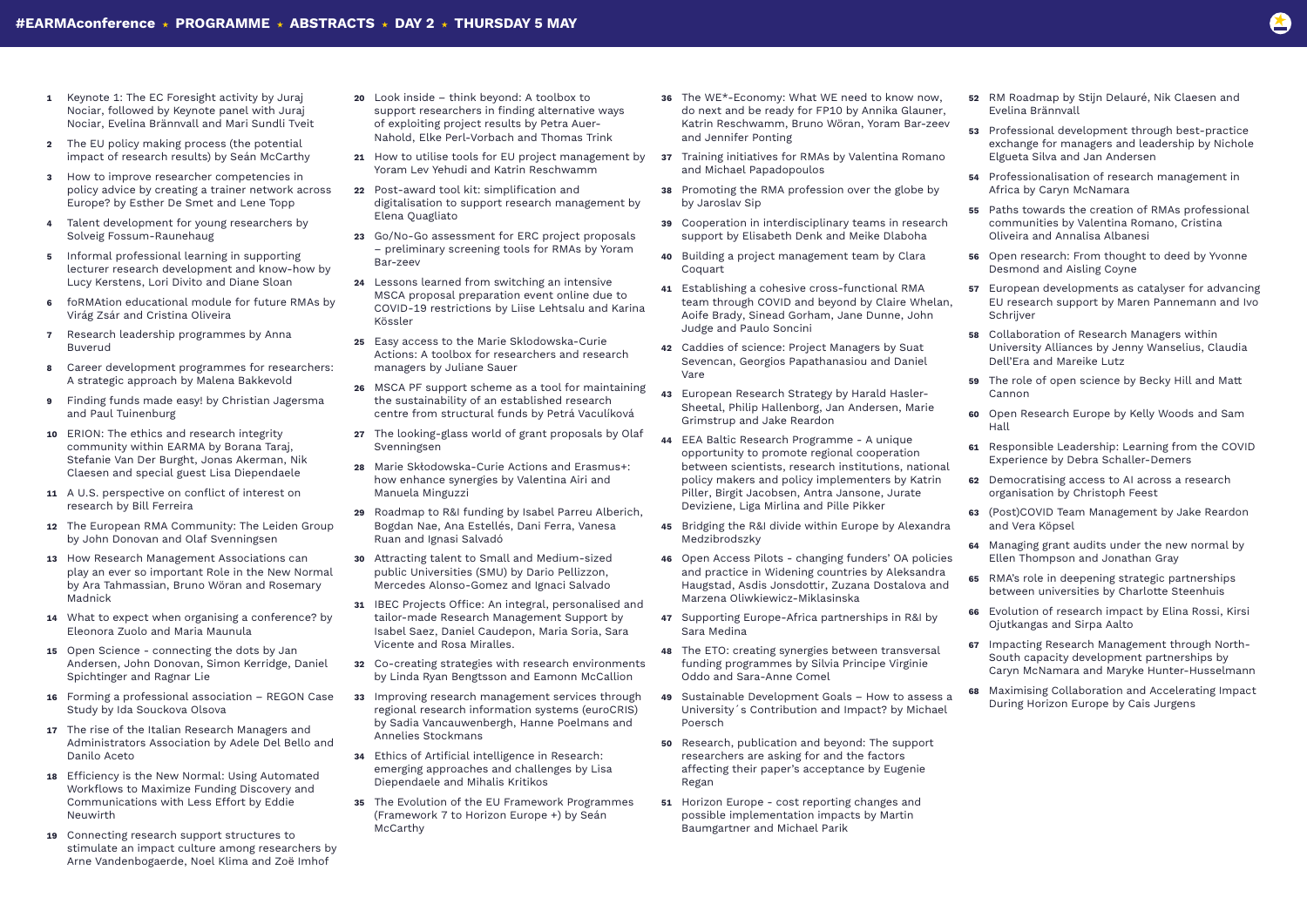1. Keynote 1: The EC Foresight activity by Juraj Nociar, followed by Keynote panel with Juraj Nociar, Evelina Brännvall and Mari Sundli Tveit
2. The EU policy making process (the potential impact of research results) by Seán McCarthy
3. How to improve researcher competencies in policy advice by creating a trainer network across Europe? by Esther De Smet and Lene Topp
4. Talent development for young researchers by Solveig Fossum-Raunehaug
5. Informal professional learning in supporting lecturer research development and know-how by Lucy Kerstens, Lori Divito and Diane Sloan
6. foRMAtion educational module for future RMAs by Virág Zsár and Cristina Oliveira
7. Research leadership programmes by Anna Buverud
8. Career development programmes for researchers: A strategic approach by Malena Bakkevold
9. Finding funds made easy! by Christian Jagersma and Paul Tuinenburg
10. ERION: The ethics and research integrity community within EARMA by Borana Taraj, Stefanie Van Der Burght, Jonas Akerman, Nik Claesen and special guest Lisa Diependaele
11. A U.S. perspective on conflict of interest on research by Bill Ferreira
12. The European RMA Community: The Leiden Group by John Donovan and Olaf Svenningsen
13. How Research Management Associations can play an ever so important Role in the New Normal by Ara Tahmassian, Bruno Wöran and Rosemary Madnick
14. What to expect when organising a conference? by Eleonora Zuolo and Maria Maunula
15. Open Science - connecting the dots by Jan Andersen, John Donovan, Simon Kerridge, Daniel Spichtinger and Ragnar Lie
16. Forming a professional association – REGON Case Study by Ida Souckova Olsova
17. The rise of the Italian Research Managers and Administrators Association by Adele Del Bello and Danilo Aceto
18. Efficiency is the New Normal: Using Automated Workflows to Maximize Funding Discovery and Communications with Less Effort by Eddie Neuwirth
19. Connecting research support structures to stimulate an impact culture among researchers by Arne Vandenbogaerde, Noel Klima and Zoë Imhof
20. Look inside – think beyond: A toolbox to support researchers in finding alternative ways of exploiting project results by Petra Auer-Nahold, Elke Perl-Vorbach and Thomas Trink
21. How to utilise tools for EU project management by Yoram Lev Yehudi and Katrin Reschwamm
22. Post-award tool kit: simplification and digitalisation to support research management by Elena Quagliato
23. Go/No-Go assessment for ERC project proposals – preliminary screening tools for RMAs by Yoram Bar-zeev
24. Lessons learned from switching an intensive MSCA proposal preparation event online due to COVID-19 restrictions by Liise Lehtsalu and Karina Kössler
25. Easy access to the Marie Sklodowska-Curie Actions: A toolbox for researchers and research managers by Juliane Sauer
26. MSCA PF support scheme as a tool for maintaining the sustainability of an established research centre from structural funds by Petrá Vaculíková
27. The looking-glass world of grant proposals by Olaf Svenningsen
28. Marie Skłodowska-Curie Actions and Erasmus+: how enhance synergies by Valentina Airi and Manuela Minguzzi
29. Roadmap to R&I funding by Isabel Parreu Alberich, Bogdan Nae, Ana Estellés, Dani Ferra, Vanesa Ruan and Ignasi Salvadó
30. Attracting talent to Small and Medium-sized public Universities (SMU) by Dario Pellizzon, Mercedes Alonso-Gomez and Ignaci Salvado
31. IBEC Projects Office: An integral, personalised and tailor-made Research Management Support by Isabel Saez, Daniel Caudepon, Maria Soria, Sara Vicente and Rosa Miralles.
32. Co-creating strategies with research environments by Linda Ryan Bengtsson and Eamonn McCallion
33. Improving research management services through regional research information systems (euroCRIS) by Sadia Vancauwenbergh, Hanne Poelmans and Annelies Stockmans
34. Ethics of Artificial intelligence in Research: emerging approaches and challenges by Lisa Diependaele and Mihalis Kritikos
35. The Evolution of the EU Framework Programmes (Framework 7 to Horizon Europe +) by Seán McCarthy
36. The WE*-Economy: What WE need to know now, do next and be ready for FP10 by Annika Glauner, Katrin Reschwamm, Bruno Wöran, Yoram Bar-zeev and Jennifer Ponting
37. Training initiatives for RMAs by Valentina Romano and Michael Papadopoulos
38. Promoting the RMA profession over the globe by by Jaroslav Sip
39. Cooperation in interdisciplinary teams in research support by Elisabeth Denk and Meike Dlaboha
40. Building a project management team by Clara Coquart
41. Establishing a cohesive cross-functional RMA team through COVID and beyond by Claire Whelan, Aoife Brady, Sinead Gorham, Jane Dunne, John Judge and Paulo Soncini
42. Caddies of science: Project Managers by Suat Sevencan, Georgios Papathanasiou and Daniel Vare
43. European Research Strategy by Harald Hasler-Sheetal, Philip Hallenborg, Jan Andersen, Marie Grimstrup and Jake Reardon
44. EEA Baltic Research Programme - A unique opportunity to promote regional cooperation between scientists, research institutions, national policy makers and policy implementers by Katrin Piller, Birgit Jacobsen, Antra Jansone, Jurate Deviziene, Liga Mirlina and Pille Pikker
45. Bridging the R&I divide within Europe by Alexandra Medzibrodszky
46. Open Access Pilots - changing funders' OA policies and practice in Widening countries by Aleksandra Haugstad, Asdis Jonsdottir, Zuzana Dostalova and Marzena Oliwkiewicz-Miklasinska
47. Supporting Europe-Africa partnerships in R&I by Sara Medina
48. The ETO: creating synergies between transversal funding programmes by Silvia Principe Virginie Oddo and Sara-Anne Comel
49. Sustainable Development Goals – How to assess a University´s Contribution and Impact? by Michael Poersch
50. Research, publication and beyond: The support researchers are asking for and the factors affecting their paper's acceptance by Eugenie Regan
51. Horizon Europe - cost reporting changes and possible implementation impacts by Martin Baumgartner and Michael Parik
52. RM Roadmap by Stijn Delauré, Nik Claesen and Evelina Brännvall
53. Professional development through best-practice exchange for managers and leadership by Nichole Elgueta Silva and Jan Andersen
54. Professionalisation of research management in Africa by Caryn McNamara
55. Paths towards the creation of RMAs professional communities by Valentina Romano, Cristina Oliveira and Annalisa Albanesi
56. Open research: From thought to deed by Yvonne Desmond and Aisling Coyne
57. European developments as catalyser for advancing EU research support by Maren Pannemann and Ivo Schrijver
58. Collaboration of Research Managers within University Alliances by Jenny Wanselius, Claudia Dell'Era and Mareike Lutz
59. The role of open science by Becky Hill and Matt Cannon
60. Open Research Europe by Kelly Woods and Sam Hall
61. Responsible Leadership: Learning from the COVID Experience by Debra Schaller-Demers
62. Democratising access to AI across a research organisation by Christoph Feest
63. (Post)COVID Team Management by Jake Reardon and Vera Köpsel
64. Managing grant audits under the new normal by Ellen Thompson and Jonathan Gray
65. RMA's role in deepening strategic partnerships between universities by Charlotte Steenhuis
66. Evolution of research impact by Elina Rossi, Kirsi Ojutkangas and Sirpa Aalto
67. Impacting Research Management through North-South capacity development partnerships by Caryn McNamara and Maryke Hunter-Husselmann
68. Maximising Collaboration and Accelerating Impact During Horizon Europe by Cais Jurgens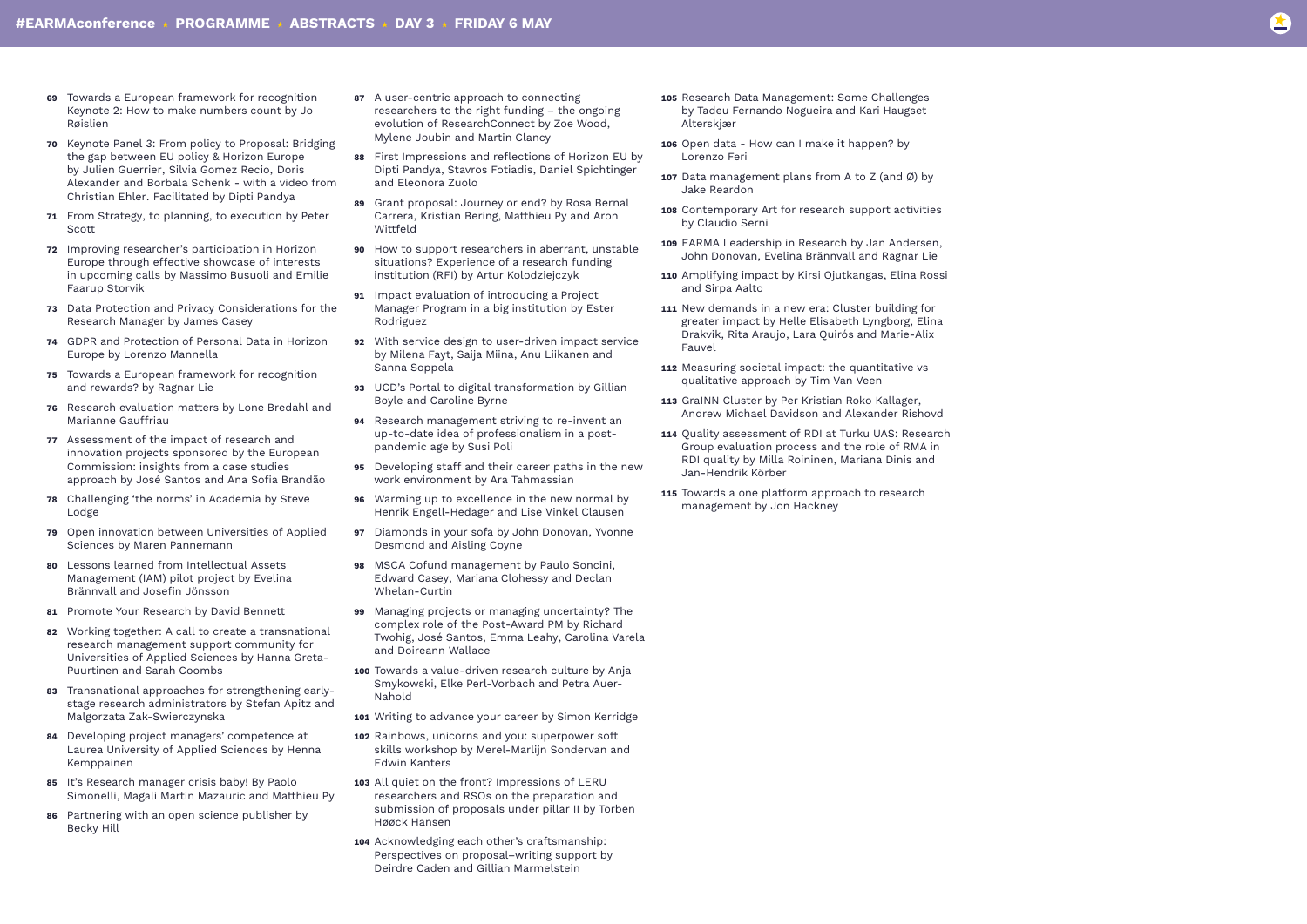**69** Towards a European framework for recognition Keynote 2: How to make numbers count by Jo Røislien

**70** Keynote Panel 3: From policy to Proposal: Bridging the gap between EU policy & Horizon Europe by Julien Guerrier, Silvia Gomez Recio, Doris Alexander and Borbala Schenk - with a video from Christian Ehler. Facilitated by Dipti Pandya

**71** From Strategy, to planning, to execution by Peter Scott

**72** Improving researcher's participation in Horizon Europe through effective showcase of interests in upcoming calls by Massimo Busuoli and Emilie Faarup Storvik

**73** Data Protection and Privacy Considerations for the Research Manager by James Casey

**74** GDPR and Protection of Personal Data in Horizon Europe by Lorenzo Mannella

**75** Towards a European framework for recognition and rewards? by Ragnar Lie

**76** Research evaluation matters by Lone Bredahl and Marianne Gauffriau

**77** Assessment of the impact of research and innovation projects sponsored by the European Commission: insights from a case studies approach by José Santos and Ana Sofia Brandão

**78** Challenging 'the norms' in Academia by Steve Lodge

**79** Open innovation between Universities of Applied Sciences by Maren Pannemann

**80** Lessons learned from Intellectual Assets Management (IAM) pilot project by Evelina Brännvall and Josefin Jönsson

**81** Promote Your Research by David Bennett

**82** Working together: A call to create a transnational research management support community for Universities of Applied Sciences by Hanna Greta-Puurtinen and Sarah Coombs

**83** Transnational approaches for strengthening early-stage research administrators by Stefan Apitz and Malgorzata Zak-Swierczynska

**84** Developing project managers' competence at Laurea University of Applied Sciences by Henna Kemppainen

**85** It's Research manager crisis baby! By Paolo Simonelli, Magali Martin Mazauric and Matthieu Py

**86** Partnering with an open science publisher by Becky Hill

**87** A user-centric approach to connecting researchers to the right funding – the ongoing evolution of ResearchConnect by Zoe Wood, Mylene Joubin and Martin Clancy

**88** First Impressions and reflections of Horizon EU by Dipti Pandya, Stavros Fotiadis, Daniel Spichtinger and Eleonora Zuolo

**89** Grant proposal: Journey or end? by Rosa Bernal Carrera, Kristian Bering, Matthieu Py and Aron Wittfeld

**90** How to support researchers in aberrant, unstable situations? Experience of a research funding institution (RFI) by Artur Kolodziejczyk

**91** Impact evaluation of introducing a Project Manager Program in a big institution by Ester Rodriguez

**92** With service design to user-driven impact service by Milena Fayt, Saija Miina, Anu Liikanen and Sanna Soppela

**93** UCD's Portal to digital transformation by Gillian Boyle and Caroline Byrne

**94** Research management striving to re-invent an up-to-date idea of professionalism in a post-pandemic age by Susi Poli

**95** Developing staff and their career paths in the new work environment by Ara Tahmassian

**96** Warming up to excellence in the new normal by Henrik Engell-Hedager and Lise Vinkel Clausen

**97** Diamonds in your sofa by John Donovan, Yvonne Desmond and Aisling Coyne

**98** MSCA Cofund management by Paulo Soncini, Edward Casey, Mariana Clohessy and Declan Whelan-Curtin

**99** Managing projects or managing uncertainty? The complex role of the Post-Award PM by Richard Twohig, José Santos, Emma Leahy, Carolina Varela and Doireann Wallace

**100** Towards a value-driven research culture by Anja Smykowski, Elke Perl-Vorbach and Petra Auer-Nahold

**101** Writing to advance your career by Simon Kerridge

**102** Rainbows, unicorns and you: superpower soft skills workshop by Merel-Marlijn Sondervan and Edwin Kanters

**103** All quiet on the front? Impressions of LERU researchers and RSOs on the preparation and submission of proposals under pillar II by Torben Høøck Hansen

**104** Acknowledging each other's craftsmanship: Perspectives on proposal–writing support by Deirdre Caden and Gillian Marmelstein

**105** Research Data Management: Some Challenges by Tadeu Fernando Nogueira and Kari Haugset Alterskjær

**106** Open data - How can I make it happen? by Lorenzo Feri

**107** Data management plans from A to Z (and Ø) by Jake Reardon

**108** Contemporary Art for research support activities by Claudio Serni

**109** EARMA Leadership in Research by Jan Andersen, John Donovan, Evelina Brännvall and Ragnar Lie

**110** Amplifying impact by Kirsi Ojutkangas, Elina Rossi and Sirpa Aalto

**111** New demands in a new era: Cluster building for greater impact by Helle Elisabeth Lyngborg, Elina Drakvik, Rita Araujo, Lara Quirós and Marie-Alix Fauvel

**112** Measuring societal impact: the quantitative vs qualitative approach by Tim Van Veen

**113** GraINN Cluster by Per Kristian Roko Kallager, Andrew Michael Davidson and Alexander Rishovd

**114** Quality assessment of RDI at Turku UAS: Research Group evaluation process and the role of RMA in RDI quality by Milla Roininen, Mariana Dinis and Jan-Hendrik Körber

**115** Towards a one platform approach to research management by Jon Hackney